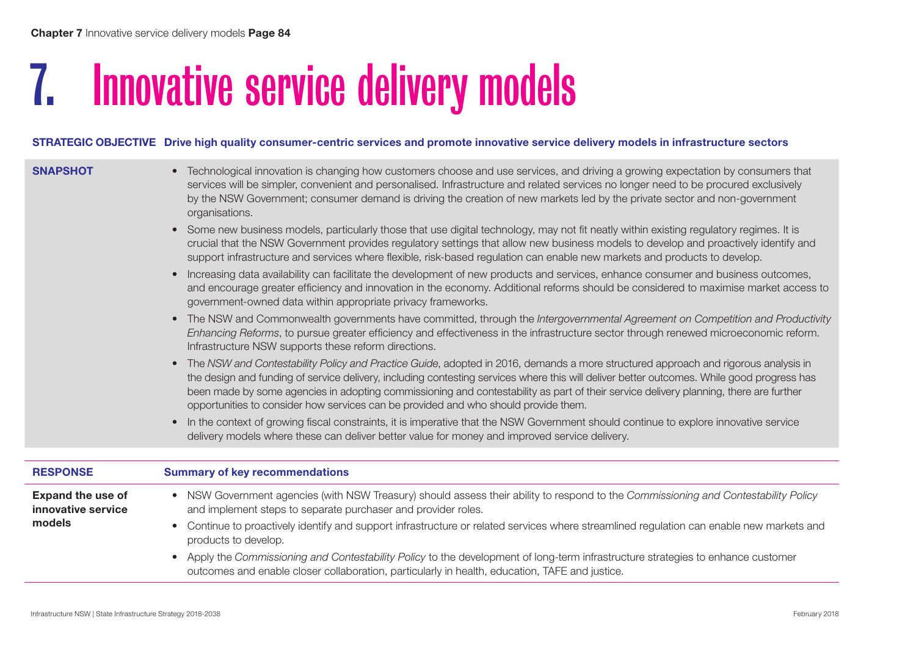# 7. Innovative service delivery models

**STRATEGIC OBJECTIVE** **Drive high quality consumer-centric services and promote innovative service delivery models in infrastructure sectors**

**SNAPSHOT**

- Technological innovation is changing how customers choose and use services, and driving a growing expectation by consumers that services will be simpler, convenient and personalised. Infrastructure and related services no longer need to be procured exclusively by the NSW Government; consumer demand is driving the creation of new markets led by the private sector and non-government organisations.
- Some new business models, particularly those that use digital technology, may not fit neatly within existing regulatory regimes. It is crucial that the NSW Government provides regulatory settings that allow new business models to develop and proactively identify and support infrastructure and services where flexible, risk-based regulation can enable new markets and products to develop.
- Increasing data availability can facilitate the development of new products and services, enhance consumer and business outcomes, and encourage greater efficiency and innovation in the economy. Additional reforms should be considered to maximise market access to government-owned data within appropriate privacy frameworks.
- The NSW and Commonwealth governments have committed, through the *Intergovernmental Agreement on Competition and Productivity Enhancing Reforms*, to pursue greater efficiency and effectiveness in the infrastructure sector through renewed microeconomic reform. Infrastructure NSW supports these reform directions.
- The *NSW and Contestability Policy and Practice Guide*, adopted in 2016, demands a more structured approach and rigorous analysis in the design and funding of service delivery, including contesting services where this will deliver better outcomes. While good progress has been made by some agencies in adopting commissioning and contestability as part of their service delivery planning, there are further opportunities to consider how services can be provided and who should provide them.
- In the context of growing fiscal constraints, it is imperative that the NSW Government should continue to explore innovative service delivery models where these can deliver better value for money and improved service delivery.

| RESPONSE | Summary of key recommendations |
| --- | --- |
| **Expand the use of innovative service models** | • NSW Government agencies (with NSW Treasury) should assess their ability to respond to the *Commissioning and Contestability Policy* and implement steps to separate purchaser and provider roles.<br>• Continue to proactively identify and support infrastructure or related services where streamlined regulation can enable new markets and products to develop.<br>• Apply the *Commissioning and Contestability Policy* to the development of long-term infrastructure strategies to enhance customer outcomes and enable closer collaboration, particularly in health, education, TAFE and justice. |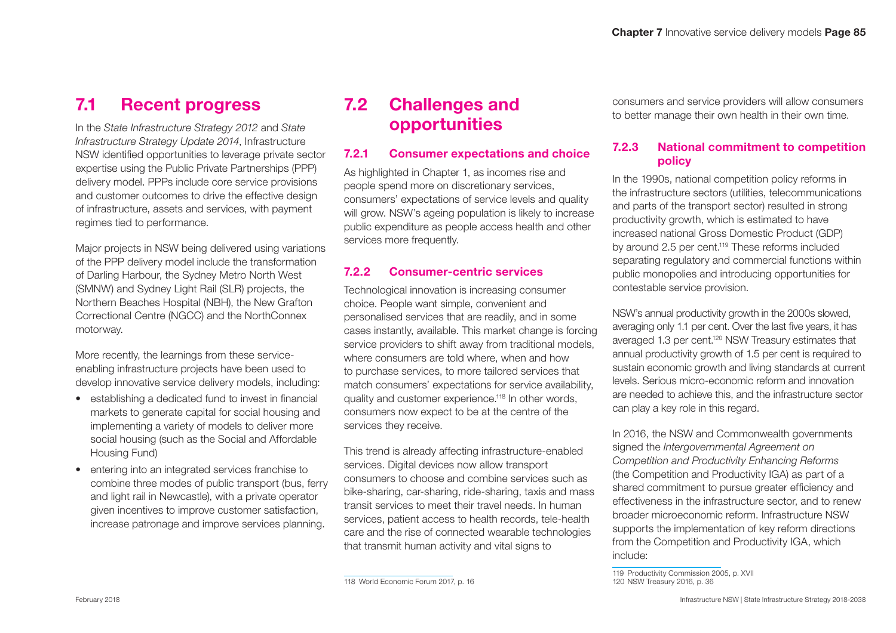## 7.1 Recent progress

In the *State Infrastructure Strategy 2012* and *State Infrastructure Strategy Update 2014*, Infrastructure NSW identified opportunities to leverage private sector expertise using the Public Private Partnerships (PPP) delivery model. PPPs include core service provisions and customer outcomes to drive the effective design of infrastructure, assets and services, with payment regimes tied to performance.

Major projects in NSW being delivered using variations of the PPP delivery model include the transformation of Darling Harbour, the Sydney Metro North West (SMNW) and Sydney Light Rail (SLR) projects, the Northern Beaches Hospital (NBH), the New Grafton Correctional Centre (NGCC) and the NorthConnex motorway.

More recently, the learnings from these service-enabling infrastructure projects have been used to develop innovative service delivery models, including:

- establishing a dedicated fund to invest in financial markets to generate capital for social housing and implementing a variety of models to deliver more social housing (such as the Social and Affordable Housing Fund)
- entering into an integrated services franchise to combine three modes of public transport (bus, ferry and light rail in Newcastle), with a private operator given incentives to improve customer satisfaction, increase patronage and improve services planning.

## 7.2 Challenges and opportunities

### 7.2.1 Consumer expectations and choice

As highlighted in Chapter 1, as incomes rise and people spend more on discretionary services, consumers' expectations of service levels and quality will grow. NSW's ageing population is likely to increase public expenditure as people access health and other services more frequently.

### 7.2.2 Consumer-centric services

Technological innovation is increasing consumer choice. People want simple, convenient and personalised services that are readily, and in some cases instantly, available. This market change is forcing service providers to shift away from traditional models, where consumers are told where, when and how to purchase services, to more tailored services that match consumers' expectations for service availability, quality and customer experience.[118] In other words, consumers now expect to be at the centre of the services they receive.

This trend is already affecting infrastructure-enabled services. Digital devices now allow transport consumers to choose and combine services such as bike-sharing, car-sharing, ride-sharing, taxis and mass transit services to meet their travel needs. In human services, patient access to health records, tele-health care and the rise of connected wearable technologies that transmit human activity and vital signs to consumers and service providers will allow consumers to better manage their own health in their own time.

### 7.2.3 National commitment to competition policy

In the 1990s, national competition policy reforms in the infrastructure sectors (utilities, telecommunications and parts of the transport sector) resulted in strong productivity growth, which is estimated to have increased national Gross Domestic Product (GDP) by around 2.5 per cent.[119] These reforms included separating regulatory and commercial functions within public monopolies and introducing opportunities for contestable service provision.

NSW's annual productivity growth in the 2000s slowed, averaging only 1.1 per cent. Over the last five years, it has averaged 1.3 per cent.[120] NSW Treasury estimates that annual productivity growth of 1.5 per cent is required to sustain economic growth and living standards at current levels. Serious micro-economic reform and innovation are needed to achieve this, and the infrastructure sector can play a key role in this regard.

In 2016, the NSW and Commonwealth governments signed the *Intergovernmental Agreement on Competition and Productivity Enhancing Reforms* (the Competition and Productivity IGA) as part of a shared commitment to pursue greater efficiency and effectiveness in the infrastructure sector, and to renew broader microeconomic reform. Infrastructure NSW supports the implementation of key reform directions from the Competition and Productivity IGA, which include:

118 World Economic Forum 2017, p. 16

119 Productivity Commission 2005, p. XVII

120 NSW Treasury 2016, p. 36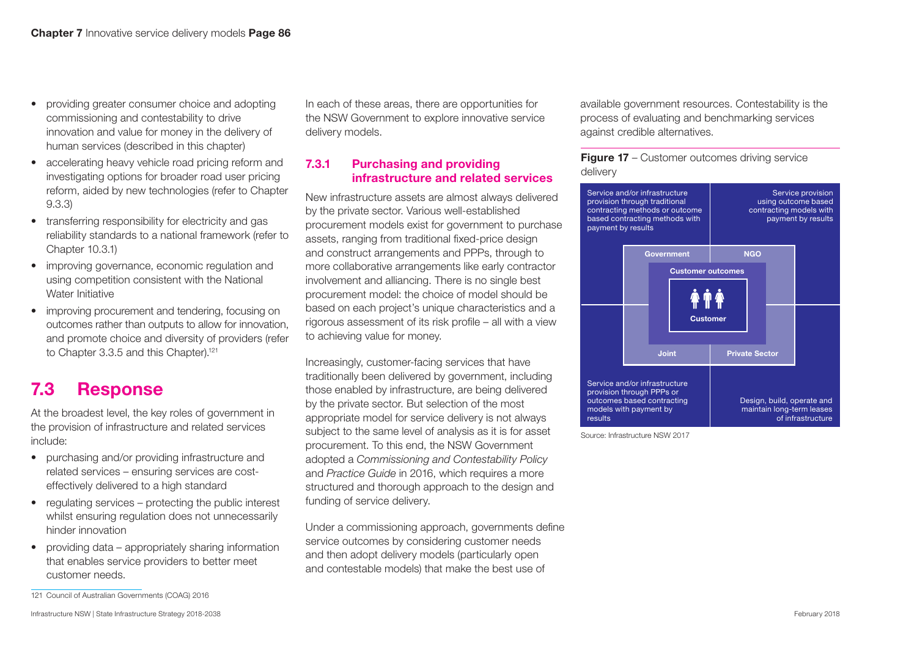- providing greater consumer choice and adopting commissioning and contestability to drive innovation and value for money in the delivery of human services (described in this chapter)
- accelerating heavy vehicle road pricing reform and investigating options for broader road user pricing reform, aided by new technologies (refer to Chapter 9.3.3)
- transferring responsibility for electricity and gas reliability standards to a national framework (refer to Chapter 10.3.1)
- improving governance, economic regulation and using competition consistent with the National Water Initiative
- improving procurement and tendering, focusing on outcomes rather than outputs to allow for innovation, and promote choice and diversity of providers (refer to Chapter 3.3.5 and this Chapter).[121]

## 7.3 Response

At the broadest level, the key roles of government in the provision of infrastructure and related services include:

- purchasing and/or providing infrastructure and related services – ensuring services are cost-effectively delivered to a high standard
- regulating services – protecting the public interest whilst ensuring regulation does not unnecessarily hinder innovation
- providing data – appropriately sharing information that enables service providers to better meet customer needs.

In each of these areas, there are opportunities for the NSW Government to explore innovative service delivery models.

### 7.3.1 Purchasing and providing infrastructure and related services

New infrastructure assets are almost always delivered by the private sector. Various well-established procurement models exist for government to purchase assets, ranging from traditional fixed-price design and construct arrangements and PPPs, through to more collaborative arrangements like early contractor involvement and alliancing. There is no single best procurement model: the choice of model should be based on each project's unique characteristics and a rigorous assessment of its risk profile – all with a view to achieving value for money.

Increasingly, customer-facing services that have traditionally been delivered by government, including those enabled by infrastructure, are being delivered by the private sector. But selection of the most appropriate model for service delivery is not always subject to the same level of analysis as it is for asset procurement. To this end, the NSW Government adopted a *Commissioning and Contestability Policy* and *Practice Guide* in 2016, which requires a more structured and thorough approach to the design and funding of service delivery.

Under a commissioning approach, governments define service outcomes by considering customer needs and then adopt delivery models (particularly open and contestable models) that make the best use of available government resources. Contestability is the process of evaluating and benchmarking services against credible alternatives.

**Figure 17** – Customer outcomes driving service delivery

Service and/or infrastructure provision through traditional contracting methods or outcome based contracting methods with payment by results

Service provision using outcome based contracting models with payment by results

Government

NGO

Customer outcomes

Customer

Joint

Private Sector

Service and/or infrastructure provision through PPPs or outcomes based contracting models with payment by results

Design, build, operate and maintain long-term leases of infrastructure

Source: Infrastructure NSW 2017

121 Council of Australian Governments (COAG) 2016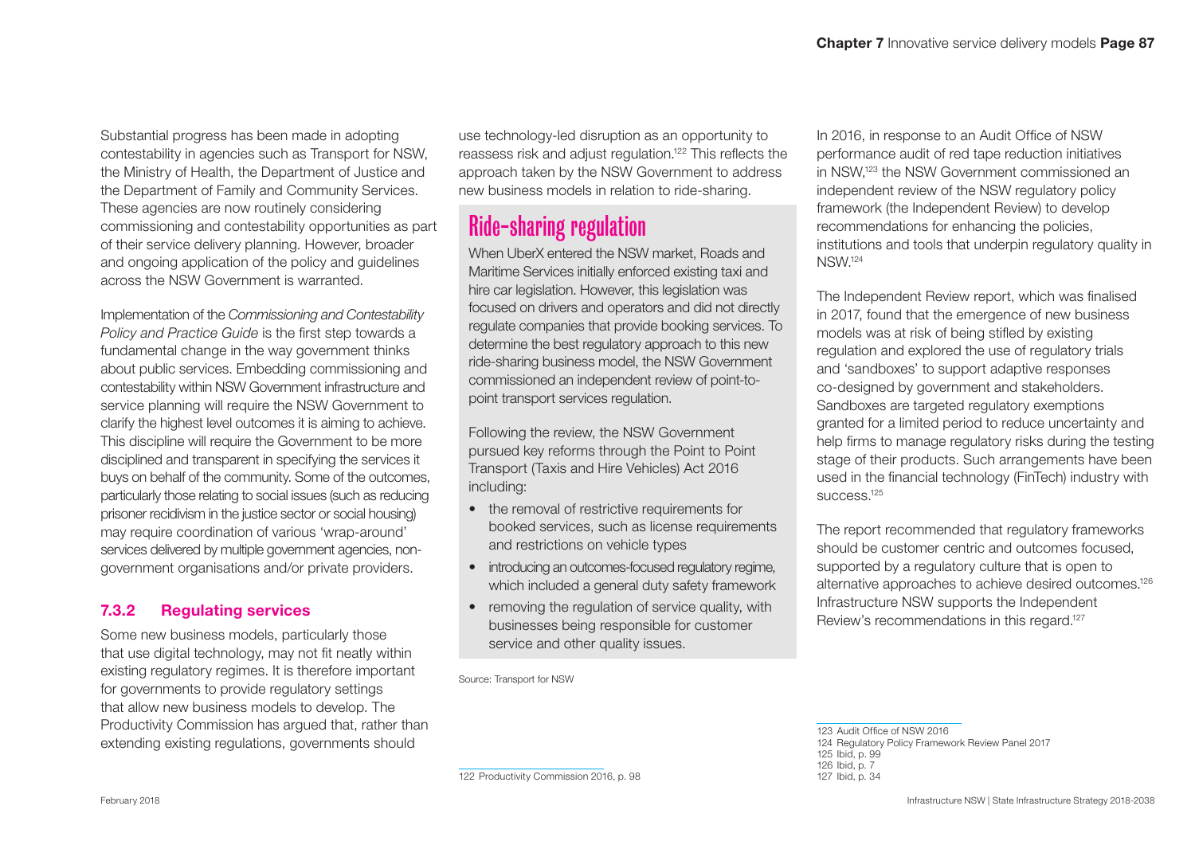Substantial progress has been made in adopting contestability in agencies such as Transport for NSW, the Ministry of Health, the Department of Justice and the Department of Family and Community Services. These agencies are now routinely considering commissioning and contestability opportunities as part of their service delivery planning. However, broader and ongoing application of the policy and guidelines across the NSW Government is warranted.

Implementation of the *Commissioning and Contestability Policy and Practice Guide* is the first step towards a fundamental change in the way government thinks about public services. Embedding commissioning and contestability within NSW Government infrastructure and service planning will require the NSW Government to clarify the highest level outcomes it is aiming to achieve. This discipline will require the Government to be more disciplined and transparent in specifying the services it buys on behalf of the community. Some of the outcomes, particularly those relating to social issues (such as reducing prisoner recidivism in the justice sector or social housing) may require coordination of various 'wrap-around' services delivered by multiple government agencies, non-government organisations and/or private providers.

### 7.3.2 Regulating services

Some new business models, particularly those that use digital technology, may not fit neatly within existing regulatory regimes. It is therefore important for governments to provide regulatory settings that allow new business models to develop. The Productivity Commission has argued that, rather than extending existing regulations, governments should use technology-led disruption as an opportunity to reassess risk and adjust regulation.[122] This reflects the approach taken by the NSW Government to address new business models in relation to ride-sharing.

## Ride-sharing regulation

When UberX entered the NSW market, Roads and Maritime Services initially enforced existing taxi and hire car legislation. However, this legislation was focused on drivers and operators and did not directly regulate companies that provide booking services. To determine the best regulatory approach to this new ride-sharing business model, the NSW Government commissioned an independent review of point-to-point transport services regulation.

Following the review, the NSW Government pursued key reforms through the Point to Point Transport (Taxis and Hire Vehicles) Act 2016 including:

- the removal of restrictive requirements for booked services, such as license requirements and restrictions on vehicle types
- introducing an outcomes-focused regulatory regime, which included a general duty safety framework
- removing the regulation of service quality, with businesses being responsible for customer service and other quality issues.

Source: Transport for NSW

In 2016, in response to an Audit Office of NSW performance audit of red tape reduction initiatives in NSW,[123] the NSW Government commissioned an independent review of the NSW regulatory policy framework (the Independent Review) to develop recommendations for enhancing the policies, institutions and tools that underpin regulatory quality in NSW.[124]

The Independent Review report, which was finalised in 2017, found that the emergence of new business models was at risk of being stifled by existing regulation and explored the use of regulatory trials and 'sandboxes' to support adaptive responses co-designed by government and stakeholders. Sandboxes are targeted regulatory exemptions granted for a limited period to reduce uncertainty and help firms to manage regulatory risks during the testing stage of their products. Such arrangements have been used in the financial technology (FinTech) industry with success.[125]

The report recommended that regulatory frameworks should be customer centric and outcomes focused, supported by a regulatory culture that is open to alternative approaches to achieve desired outcomes.[126] Infrastructure NSW supports the Independent Review's recommendations in this regard.[127]

---

122 Productivity Commission 2016, p. 98

123 Audit Office of NSW 2016
124 Regulatory Policy Framework Review Panel 2017
125 Ibid, p. 99
126 Ibid, p. 7
127 Ibid, p. 34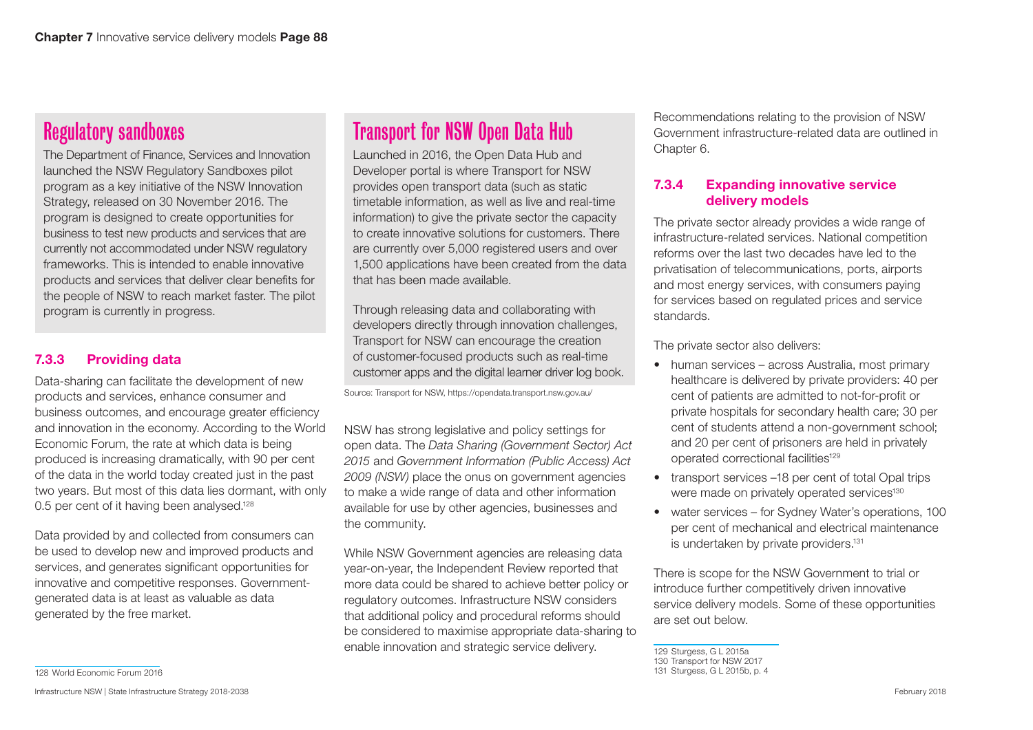## Regulatory sandboxes

The Department of Finance, Services and Innovation launched the NSW Regulatory Sandboxes pilot program as a key initiative of the NSW Innovation Strategy, released on 30 November 2016. The program is designed to create opportunities for business to test new products and services that are currently not accommodated under NSW regulatory frameworks. This is intended to enable innovative products and services that deliver clear benefits for the people of NSW to reach market faster. The pilot program is currently in progress.

### 7.3.3 Providing data

Data-sharing can facilitate the development of new products and services, enhance consumer and business outcomes, and encourage greater efficiency and innovation in the economy. According to the World Economic Forum, the rate at which data is being produced is increasing dramatically, with 90 per cent of the data in the world today created just in the past two years. But most of this data lies dormant, with only 0.5 per cent of it having been analysed.[128]

Data provided by and collected from consumers can be used to develop new and improved products and services, and generates significant opportunities for innovative and competitive responses. Government-generated data is at least as valuable as data generated by the free market.

## Transport for NSW Open Data Hub

Launched in 2016, the Open Data Hub and Developer portal is where Transport for NSW provides open transport data (such as static timetable information, as well as live and real-time information) to give the private sector the capacity to create innovative solutions for customers. There are currently over 5,000 registered users and over 1,500 applications have been created from the data that has been made available.

Through releasing data and collaborating with developers directly through innovation challenges, Transport for NSW can encourage the creation of customer-focused products such as real-time customer apps and the digital learner driver log book.

Source: Transport for NSW, https://opendata.transport.nsw.gov.au/

NSW has strong legislative and policy settings for open data. The *Data Sharing (Government Sector) Act 2015* and *Government Information (Public Access) Act 2009 (NSW)* place the onus on government agencies to make a wide range of data and other information available for use by other agencies, businesses and the community.

While NSW Government agencies are releasing data year-on-year, the Independent Review reported that more data could be shared to achieve better policy or regulatory outcomes. Infrastructure NSW considers that additional policy and procedural reforms should be considered to maximise appropriate data-sharing to enable innovation and strategic service delivery.

Recommendations relating to the provision of NSW Government infrastructure-related data are outlined in Chapter 6.

### 7.3.4 Expanding innovative service delivery models

The private sector already provides a wide range of infrastructure-related services. National competition reforms over the last two decades have led to the privatisation of telecommunications, ports, airports and most energy services, with consumers paying for services based on regulated prices and service standards.

The private sector also delivers:

- human services – across Australia, most primary healthcare is delivered by private providers: 40 per cent of patients are admitted to not-for-profit or private hospitals for secondary health care; 30 per cent of students attend a non-government school; and 20 per cent of prisoners are held in privately operated correctional facilities[129]
- transport services –18 per cent of total Opal trips were made on privately operated services[130]
- water services – for Sydney Water's operations, 100 per cent of mechanical and electrical maintenance is undertaken by private providers.[131]

There is scope for the NSW Government to trial or introduce further competitively driven innovative service delivery models. Some of these opportunities are set out below.

128 World Economic Forum 2016

129 Sturgess, G L 2015a
130 Transport for NSW 2017
131 Sturgess, G L 2015b, p. 4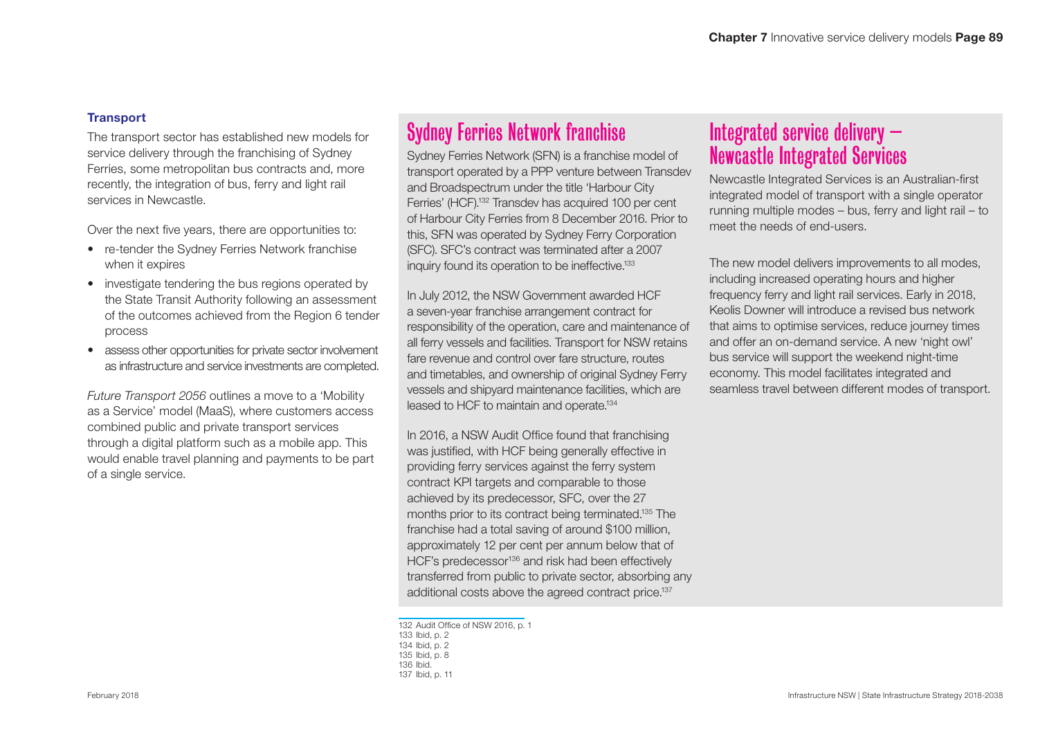### Transport

The transport sector has established new models for service delivery through the franchising of Sydney Ferries, some metropolitan bus contracts and, more recently, the integration of bus, ferry and light rail services in Newcastle.

Over the next five years, there are opportunities to:

- re-tender the Sydney Ferries Network franchise when it expires
- investigate tendering the bus regions operated by the State Transit Authority following an assessment of the outcomes achieved from the Region 6 tender process
- assess other opportunities for private sector involvement as infrastructure and service investments are completed.

*Future Transport 2056* outlines a move to a 'Mobility as a Service' model (MaaS), where customers access combined public and private transport services through a digital platform such as a mobile app. This would enable travel planning and payments to be part of a single service.

## Sydney Ferries Network franchise

Sydney Ferries Network (SFN) is a franchise model of transport operated by a PPP venture between Transdev and Broadspectrum under the title 'Harbour City Ferries' (HCF).[132] Transdev has acquired 100 per cent of Harbour City Ferries from 8 December 2016. Prior to this, SFN was operated by Sydney Ferry Corporation (SFC). SFC's contract was terminated after a 2007 inquiry found its operation to be ineffective.[133]

In July 2012, the NSW Government awarded HCF a seven-year franchise arrangement contract for responsibility of the operation, care and maintenance of all ferry vessels and facilities. Transport for NSW retains fare revenue and control over fare structure, routes and timetables, and ownership of original Sydney Ferry vessels and shipyard maintenance facilities, which are leased to HCF to maintain and operate.[134]

In 2016, a NSW Audit Office found that franchising was justified, with HCF being generally effective in providing ferry services against the ferry system contract KPI targets and comparable to those achieved by its predecessor, SFC, over the 27 months prior to its contract being terminated.[135] The franchise had a total saving of around $100 million, approximately 12 per cent per annum below that of HCF's predecessor[136] and risk had been effectively transferred from public to private sector, absorbing any additional costs above the agreed contract price.[137]

132 Audit Office of NSW 2016, p. 1
133 Ibid, p. 2
134 Ibid, p. 2
135 Ibid, p. 8
136 Ibid.
137 Ibid, p. 11

## Integrated service delivery – Newcastle Integrated Services

Newcastle Integrated Services is an Australian-first integrated model of transport with a single operator running multiple modes – bus, ferry and light rail – to meet the needs of end-users.

The new model delivers improvements to all modes, including increased operating hours and higher frequency ferry and light rail services. Early in 2018, Keolis Downer will introduce a revised bus network that aims to optimise services, reduce journey times and offer an on-demand service. A new 'night owl' bus service will support the weekend night-time economy. This model facilitates integrated and seamless travel between different modes of transport.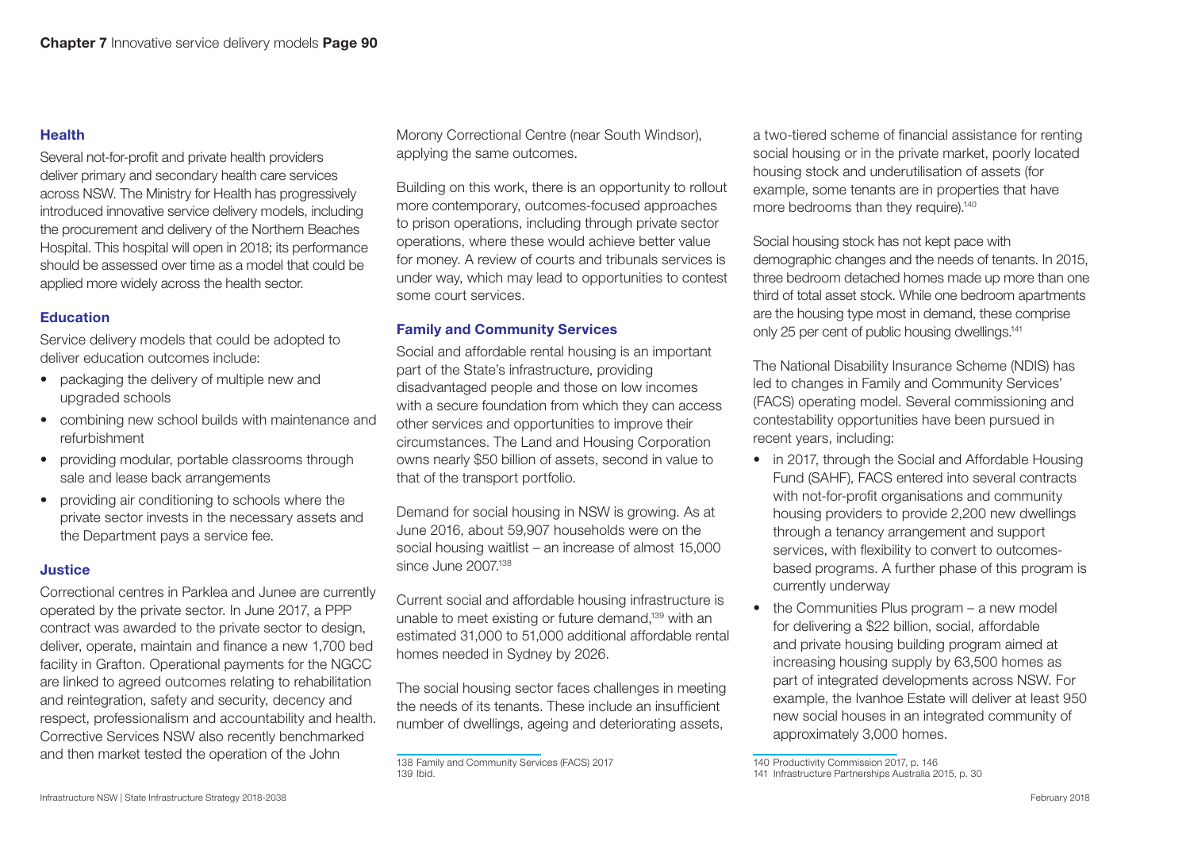### Health

Several not-for-profit and private health providers deliver primary and secondary health care services across NSW. The Ministry for Health has progressively introduced innovative service delivery models, including the procurement and delivery of the Northern Beaches Hospital. This hospital will open in 2018; its performance should be assessed over time as a model that could be applied more widely across the health sector.

### Education

Service delivery models that could be adopted to deliver education outcomes include:

- packaging the delivery of multiple new and upgraded schools
- combining new school builds with maintenance and refurbishment
- providing modular, portable classrooms through sale and lease back arrangements
- providing air conditioning to schools where the private sector invests in the necessary assets and the Department pays a service fee.

### Justice

Correctional centres in Parklea and Junee are currently operated by the private sector. In June 2017, a PPP contract was awarded to the private sector to design, deliver, operate, maintain and finance a new 1,700 bed facility in Grafton. Operational payments for the NGCC are linked to agreed outcomes relating to rehabilitation and reintegration, safety and security, decency and respect, professionalism and accountability and health. Corrective Services NSW also recently benchmarked and then market tested the operation of the John Morony Correctional Centre (near South Windsor), applying the same outcomes.

Building on this work, there is an opportunity to rollout more contemporary, outcomes-focused approaches to prison operations, including through private sector operations, where these would achieve better value for money. A review of courts and tribunals services is under way, which may lead to opportunities to contest some court services.

### Family and Community Services

Social and affordable rental housing is an important part of the State's infrastructure, providing disadvantaged people and those on low incomes with a secure foundation from which they can access other services and opportunities to improve their circumstances. The Land and Housing Corporation owns nearly $50 billion of assets, second in value to that of the transport portfolio.

Demand for social housing in NSW is growing. As at June 2016, about 59,907 households were on the social housing waitlist – an increase of almost 15,000 since June 2007.[138]

Current social and affordable housing infrastructure is unable to meet existing or future demand,[139] with an estimated 31,000 to 51,000 additional affordable rental homes needed in Sydney by 2026.

The social housing sector faces challenges in meeting the needs of its tenants. These include an insufficient number of dwellings, ageing and deteriorating assets, a two-tiered scheme of financial assistance for renting social housing or in the private market, poorly located housing stock and underutilisation of assets (for example, some tenants are in properties that have more bedrooms than they require).[140]

Social housing stock has not kept pace with demographic changes and the needs of tenants. In 2015, three bedroom detached homes made up more than one third of total asset stock. While one bedroom apartments are the housing type most in demand, these comprise only 25 per cent of public housing dwellings.[141]

The National Disability Insurance Scheme (NDIS) has led to changes in Family and Community Services' (FACS) operating model. Several commissioning and contestability opportunities have been pursued in recent years, including:

- in 2017, through the Social and Affordable Housing Fund (SAHF), FACS entered into several contracts with not-for-profit organisations and community housing providers to provide 2,200 new dwellings through a tenancy arrangement and support services, with flexibility to convert to outcomes-based programs. A further phase of this program is currently underway
- the Communities Plus program – a new model for delivering a $22 billion, social, affordable and private housing building program aimed at increasing housing supply by 63,500 homes as part of integrated developments across NSW. For example, the Ivanhoe Estate will deliver at least 950 new social houses in an integrated community of approximately 3,000 homes.

138 Family and Community Services (FACS) 2017
139 Ibid.

140 Productivity Commission 2017, p. 146
141 Infrastructure Partnerships Australia 2015, p. 30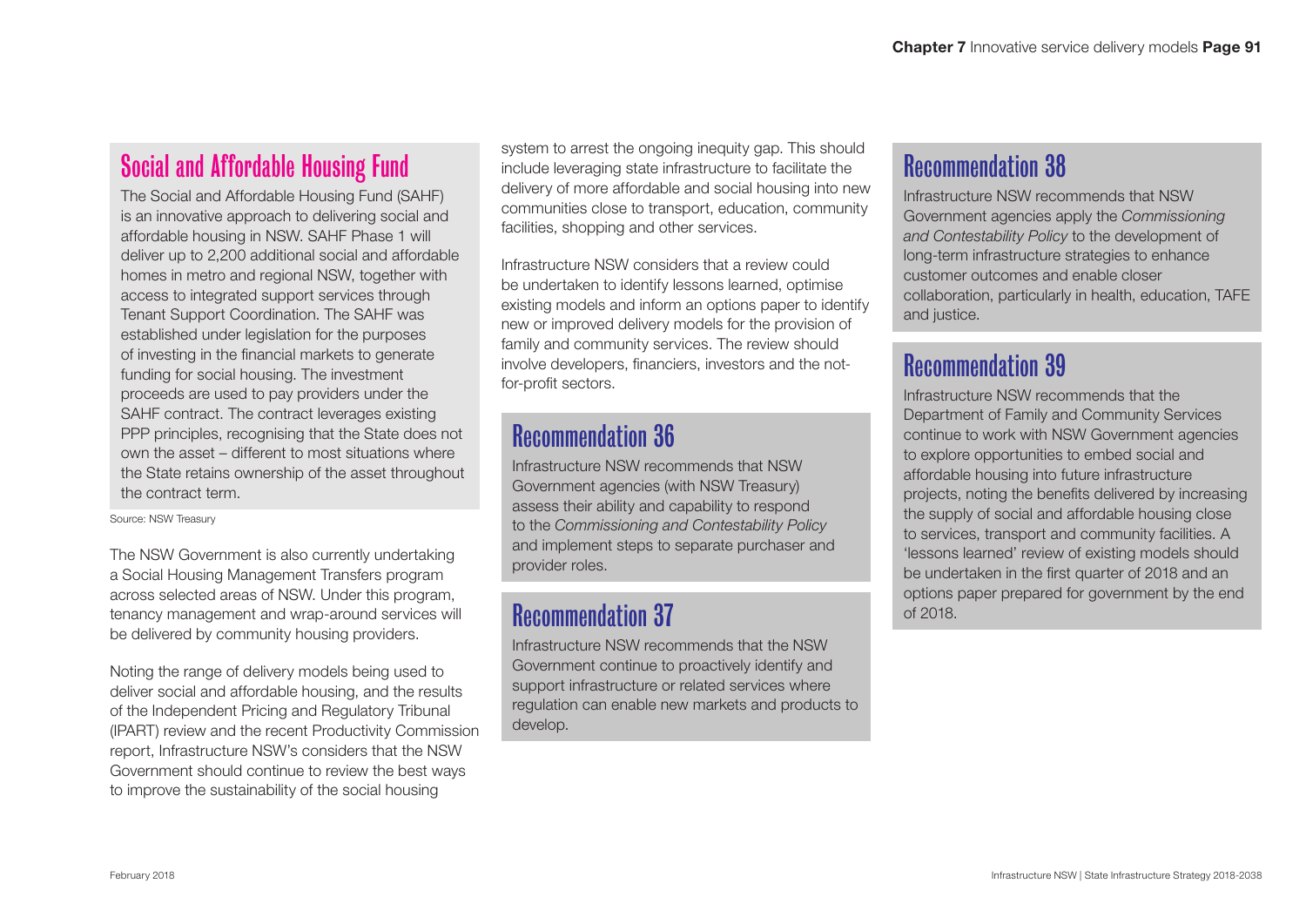## Social and Affordable Housing Fund

The Social and Affordable Housing Fund (SAHF) is an innovative approach to delivering social and affordable housing in NSW. SAHF Phase 1 will deliver up to 2,200 additional social and affordable homes in metro and regional NSW, together with access to integrated support services through Tenant Support Coordination. The SAHF was established under legislation for the purposes of investing in the financial markets to generate funding for social housing. The investment proceeds are used to pay providers under the SAHF contract. The contract leverages existing PPP principles, recognising that the State does not own the asset – different to most situations where the State retains ownership of the asset throughout the contract term.

Source: NSW Treasury

The NSW Government is also currently undertaking a Social Housing Management Transfers program across selected areas of NSW. Under this program, tenancy management and wrap-around services will be delivered by community housing providers.

Noting the range of delivery models being used to deliver social and affordable housing, and the results of the Independent Pricing and Regulatory Tribunal (IPART) review and the recent Productivity Commission report, Infrastructure NSW's considers that the NSW Government should continue to review the best ways to improve the sustainability of the social housing system to arrest the ongoing inequity gap. This should include leveraging state infrastructure to facilitate the delivery of more affordable and social housing into new communities close to transport, education, community facilities, shopping and other services.

Infrastructure NSW considers that a review could be undertaken to identify lessons learned, optimise existing models and inform an options paper to identify new or improved delivery models for the provision of family and community services. The review should involve developers, financiers, investors and the not-for-profit sectors.

## Recommendation 36

Infrastructure NSW recommends that NSW Government agencies (with NSW Treasury) assess their ability and capability to respond to the *Commissioning and Contestability Policy* and implement steps to separate purchaser and provider roles.

## Recommendation 37

Infrastructure NSW recommends that the NSW Government continue to proactively identify and support infrastructure or related services where regulation can enable new markets and products to develop.

## Recommendation 38

Infrastructure NSW recommends that NSW Government agencies apply the *Commissioning and Contestability Policy* to the development of long-term infrastructure strategies to enhance customer outcomes and enable closer collaboration, particularly in health, education, TAFE and justice.

## Recommendation 39

Infrastructure NSW recommends that the Department of Family and Community Services continue to work with NSW Government agencies to explore opportunities to embed social and affordable housing into future infrastructure projects, noting the benefits delivered by increasing the supply of social and affordable housing close to services, transport and community facilities. A 'lessons learned' review of existing models should be undertaken in the first quarter of 2018 and an options paper prepared for government by the end of 2018.